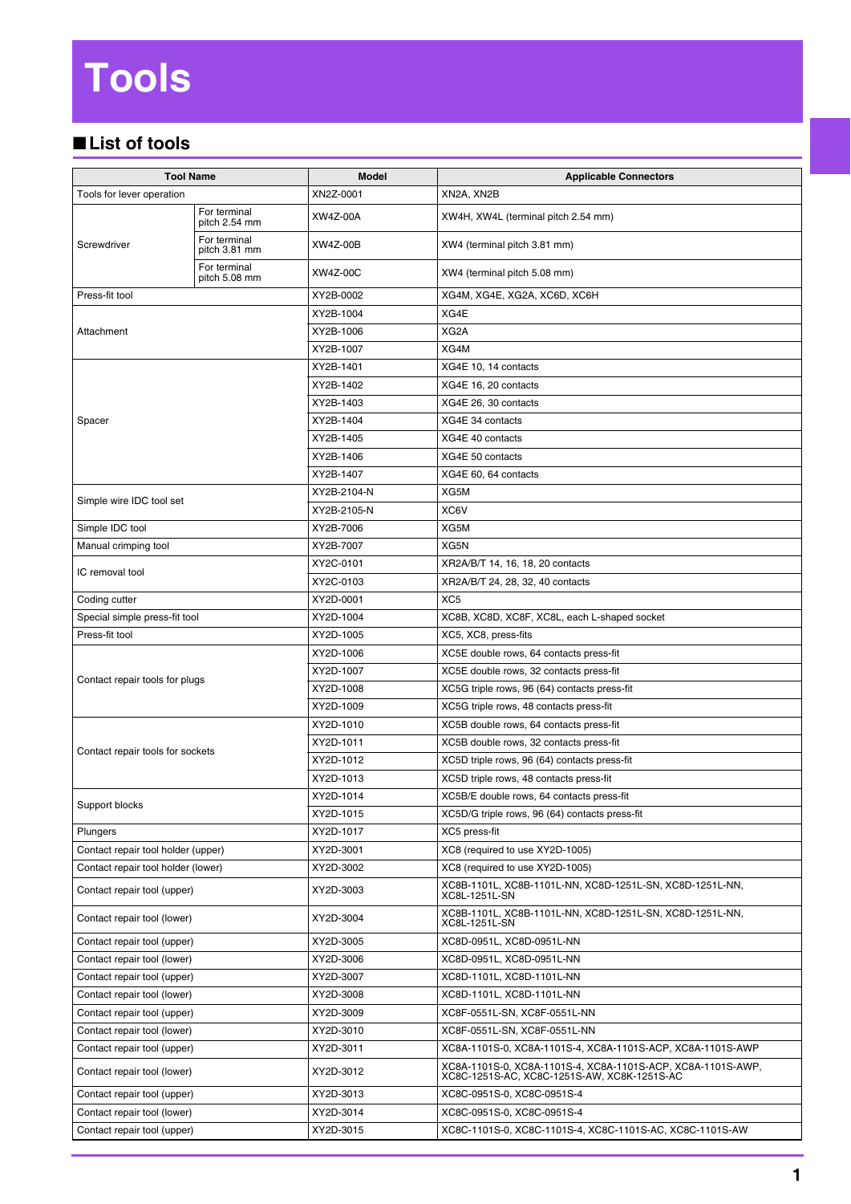# Tools

## ■List of tools

| Tool Name | | Model | Applicable Connectors |
|---|---|---|---|
| Tools for lever operation | | XN2Z-0001 | XN2A, XN2B |
| Screwdriver | For terminal pitch 2.54 mm | XW4Z-00A | XW4H, XW4L (terminal pitch 2.54 mm) |
| | For terminal pitch 3.81 mm | XW4Z-00B | XW4 (terminal pitch 3.81 mm) |
| | For terminal pitch 5.08 mm | XW4Z-00C | XW4 (terminal pitch 5.08 mm) |
| Press-fit tool | | XY2B-0002 | XG4M, XG4E, XG2A, XC6D, XC6H |
| Attachment | | XY2B-1004 | XG4E |
| | | XY2B-1006 | XG2A |
| | | XY2B-1007 | XG4M |
| Spacer | | XY2B-1401 | XG4E 10, 14 contacts |
| | | XY2B-1402 | XG4E 16, 20 contacts |
| | | XY2B-1403 | XG4E 26, 30 contacts |
| | | XY2B-1404 | XG4E 34 contacts |
| | | XY2B-1405 | XG4E 40 contacts |
| | | XY2B-1406 | XG4E 50 contacts |
| | | XY2B-1407 | XG4E 60, 64 contacts |
| Simple wire IDC tool set | | XY2B-2104-N | XG5M |
| | | XY2B-2105-N | XC6V |
| Simple IDC tool | | XY2B-7006 | XG5M |
| Manual crimping tool | | XY2B-7007 | XG5N |
| IC removal tool | | XY2C-0101 | XR2A/B/T 14, 16, 18, 20 contacts |
| | | XY2C-0103 | XR2A/B/T 24, 28, 32, 40 contacts |
| Coding cutter | | XY2D-0001 | XC5 |
| Special simple press-fit tool | | XY2D-1004 | XC8B, XC8D, XC8F, XC8L, each L-shaped socket |
| Press-fit tool | | XY2D-1005 | XC5, XC8, press-fits |
| Contact repair tools for plugs | | XY2D-1006 | XC5E double rows, 64 contacts press-fit |
| | | XY2D-1007 | XC5E double rows, 32 contacts press-fit |
| | | XY2D-1008 | XC5G triple rows, 96 (64) contacts press-fit |
| | | XY2D-1009 | XC5G triple rows, 48 contacts press-fit |
| Contact repair tools for sockets | | XY2D-1010 | XC5B double rows, 64 contacts press-fit |
| | | XY2D-1011 | XC5B double rows, 32 contacts press-fit |
| | | XY2D-1012 | XC5D triple rows, 96 (64) contacts press-fit |
| | | XY2D-1013 | XC5D triple rows, 48 contacts press-fit |
| Support blocks | | XY2D-1014 | XC5B/E double rows, 64 contacts press-fit |
| | | XY2D-1015 | XC5D/G triple rows, 96 (64) contacts press-fit |
| Plungers | | XY2D-1017 | XC5 press-fit |
| Contact repair tool holder (upper) | | XY2D-3001 | XC8 (required to use XY2D-1005) |
| Contact repair tool holder (lower) | | XY2D-3002 | XC8 (required to use XY2D-1005) |
| Contact repair tool (upper) | | XY2D-3003 | XC8B-1101L, XC8B-1101L-NN, XC8D-1251L-SN, XC8D-1251L-NN, XC8L-1251L-SN |
| Contact repair tool (lower) | | XY2D-3004 | XC8B-1101L, XC8B-1101L-NN, XC8D-1251L-SN, XC8D-1251L-NN, XC8L-1251L-SN |
| Contact repair tool (upper) | | XY2D-3005 | XC8D-0951L, XC8D-0951L-NN |
| Contact repair tool (lower) | | XY2D-3006 | XC8D-0951L, XC8D-0951L-NN |
| Contact repair tool (upper) | | XY2D-3007 | XC8D-1101L, XC8D-1101L-NN |
| Contact repair tool (lower) | | XY2D-3008 | XC8D-1101L, XC8D-1101L-NN |
| Contact repair tool (upper) | | XY2D-3009 | XC8F-0551L-SN, XC8F-0551L-NN |
| Contact repair tool (lower) | | XY2D-3010 | XC8F-0551L-SN, XC8F-0551L-NN |
| Contact repair tool (upper) | | XY2D-3011 | XC8A-1101S-0, XC8A-1101S-4, XC8A-1101S-ACP, XC8A-1101S-AWP |
| Contact repair tool (lower) | | XY2D-3012 | XC8A-1101S-0, XC8A-1101S-4, XC8A-1101S-ACP, XC8A-1101S-AWP, XC8C-1251S-AC, XC8C-1251S-AW, XC8K-1251S-AC |
| Contact repair tool (upper) | | XY2D-3013 | XC8C-0951S-0, XC8C-0951S-4 |
| Contact repair tool (lower) | | XY2D-3014 | XC8C-0951S-0, XC8C-0951S-4 |
| Contact repair tool (upper) | | XY2D-3015 | XC8C-1101S-0, XC8C-1101S-4, XC8C-1101S-AC, XC8C-1101S-AW |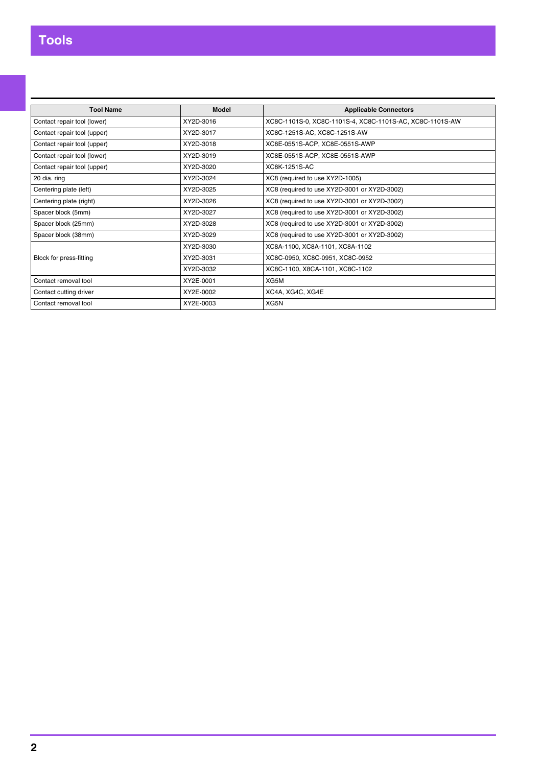# Tools

| Tool Name | Model | Applicable Connectors |
|---|---|---|
| Contact repair tool (lower) | XY2D-3016 | XC8C-1101S-0, XC8C-1101S-4, XC8C-1101S-AC, XC8C-1101S-AW |
| Contact repair tool (upper) | XY2D-3017 | XC8C-1251S-AC, XC8C-1251S-AW |
| Contact repair tool (upper) | XY2D-3018 | XC8E-0551S-ACP, XC8E-0551S-AWP |
| Contact repair tool (lower) | XY2D-3019 | XC8E-0551S-ACP, XC8E-0551S-AWP |
| Contact repair tool (upper) | XY2D-3020 | XC8K-1251S-AC |
| 20 dia. ring | XY2D-3024 | XC8 (required to use XY2D-1005) |
| Centering plate (left) | XY2D-3025 | XC8 (required to use XY2D-3001 or XY2D-3002) |
| Centering plate (right) | XY2D-3026 | XC8 (required to use XY2D-3001 or XY2D-3002) |
| Spacer block (5mm) | XY2D-3027 | XC8 (required to use XY2D-3001 or XY2D-3002) |
| Spacer block (25mm) | XY2D-3028 | XC8 (required to use XY2D-3001 or XY2D-3002) |
| Spacer block (38mm) | XY2D-3029 | XC8 (required to use XY2D-3001 or XY2D-3002) |
| Block for press-fitting | XY2D-3030 | XC8A-1100, XC8A-1101, XC8A-1102 |
| | XY2D-3031 | XC8C-0950, XC8C-0951, XC8C-0952 |
| | XY2D-3032 | XC8C-1100, X8CA-1101, XC8C-1102 |
| Contact removal tool | XY2E-0001 | XG5M |
| Contact cutting driver | XY2E-0002 | XC4A, XG4C, XG4E |
| Contact removal tool | XY2E-0003 | XG5N |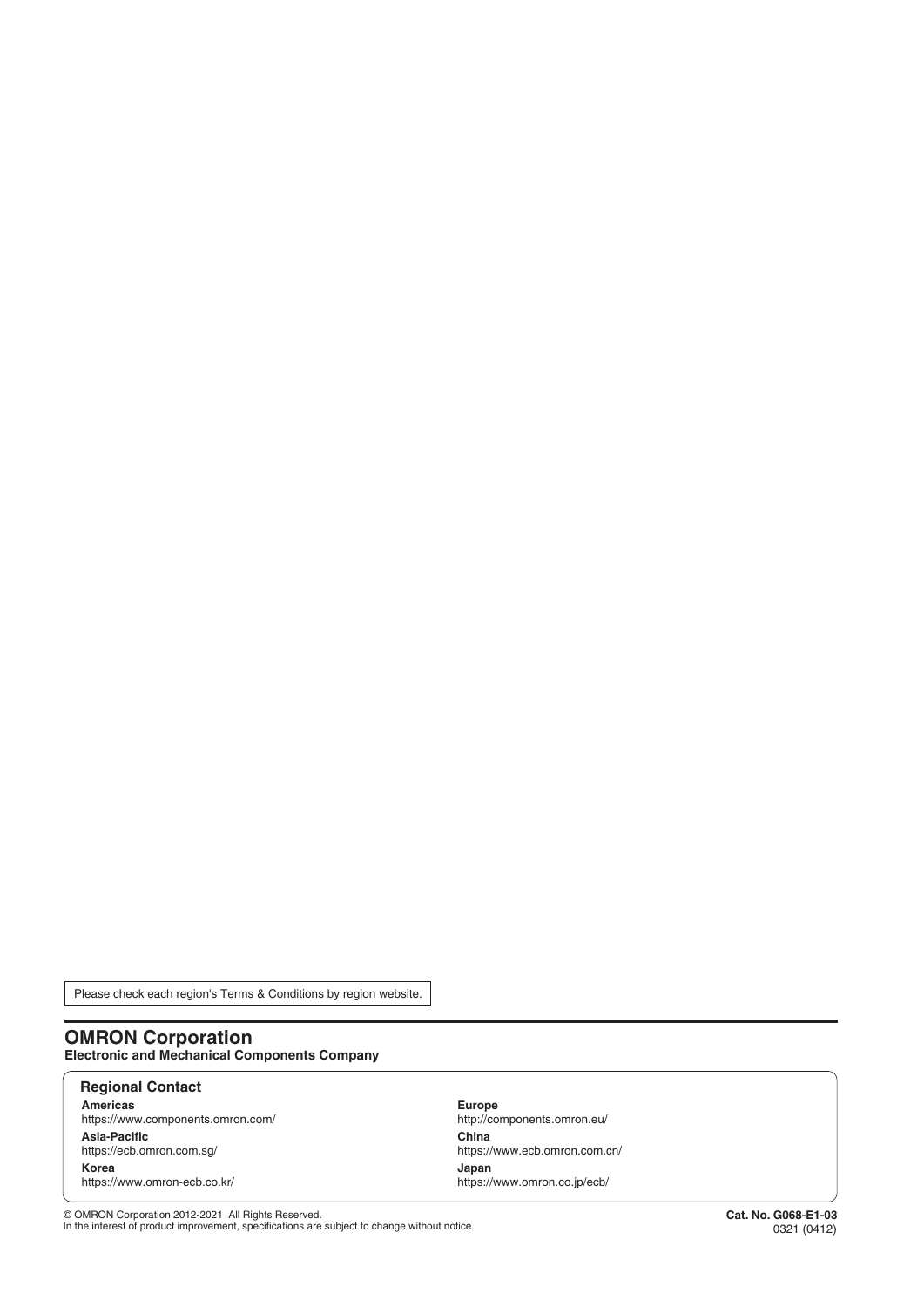Please check each region's Terms & Conditions by region website.

## OMRON Corporation

**Electronic and Mechanical Components Company**

### Regional Contact

**Americas**
https://www.components.omron.com/

**Asia-Pacific**
https://ecb.omron.com.sg/

**Korea**
https://www.omron-ecb.co.kr/

**Europe**
http://components.omron.eu/

**China**
https://www.ecb.omron.com.cn/

**Japan**
https://www.omron.co.jp/ecb/

© OMRON Corporation 2012-2021 All Rights Reserved.
In the interest of product improvement, specifications are subject to change without notice.

**Cat. No. G068-E1-03**
0321 (0412)